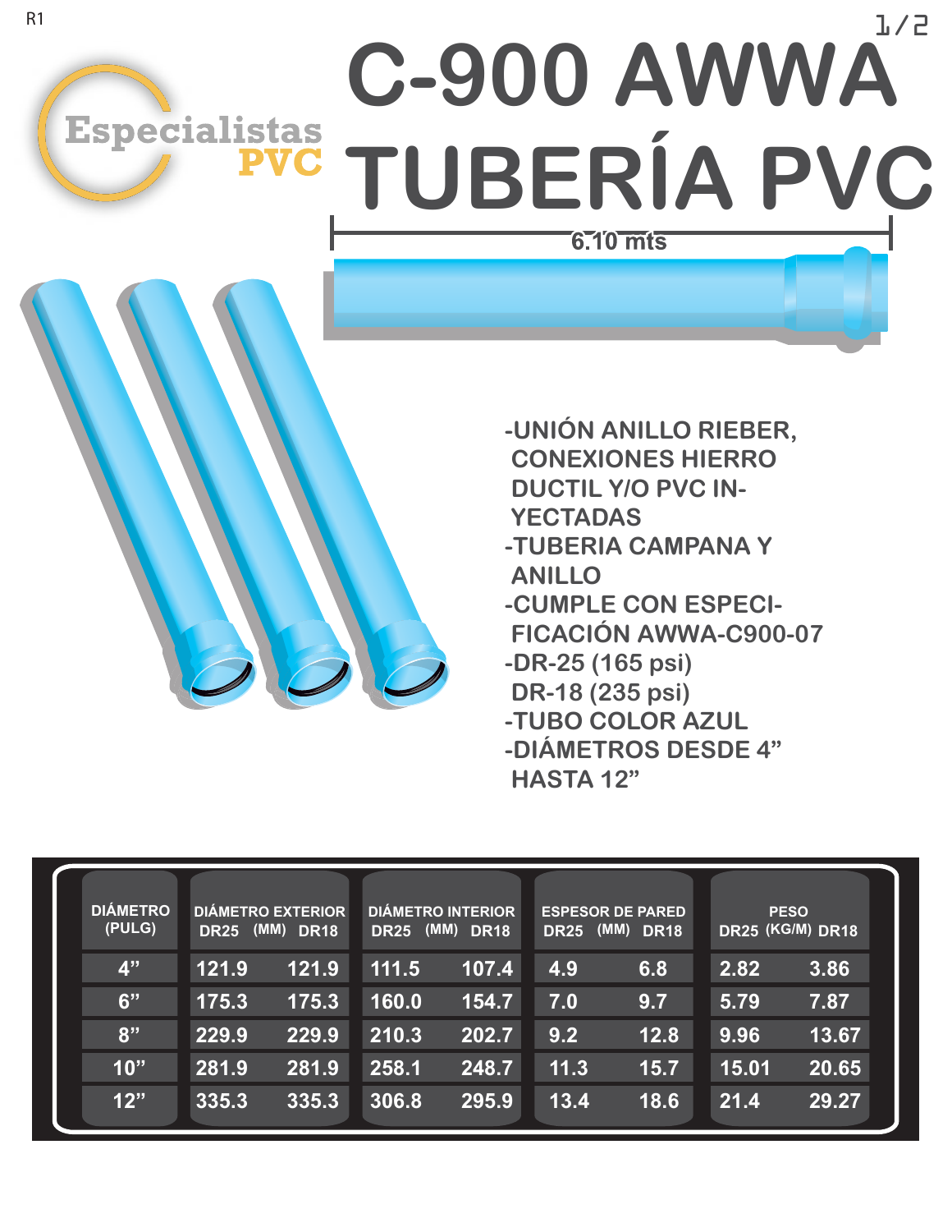Especialistas PVC

# C-900 AWWA TUBERÍA PVC

6.10 mts

- UNIÓN ANILLO RIEBER, CONEXIONES HIERRO DUCTIL Y/O PVC INYECTADAS
- TUBERIA CAMPANA Y ANILLO
- CUMPLE CON ESPECIFICACIÓN AWWA-C900-07
- DR-25 (165 psi)
  DR-18 (235 psi)
- TUBO COLOR AZUL
- DIÁMETROS DESDE 4" HASTA 12"

| DIÁMETRO (PULG) | DIÁMETRO EXTERIOR (MM) | | DIÁMETRO INTERIOR (MM) | | ESPESOR DE PARED (MM) | | PESO (KG/M) | |
|---|---|---|---|---|---|---|---|---|
| | DR25 | DR18 | DR25 | DR18 | DR25 | DR18 | DR25 | DR18 |
| 4" | 121.9 | 121.9 | 111.5 | 107.4 | 4.9 | 6.8 | 2.82 | 3.86 |
| 6" | 175.3 | 175.3 | 160.0 | 154.7 | 7.0 | 9.7 | 5.79 | 7.87 |
| 8" | 229.9 | 229.9 | 210.3 | 202.7 | 9.2 | 12.8 | 9.96 | 13.67 |
| 10" | 281.9 | 281.9 | 258.1 | 248.7 | 11.3 | 15.7 | 15.01 | 20.65 |
| 12" | 335.3 | 335.3 | 306.8 | 295.9 | 13.4 | 18.6 | 21.4 | 29.27 |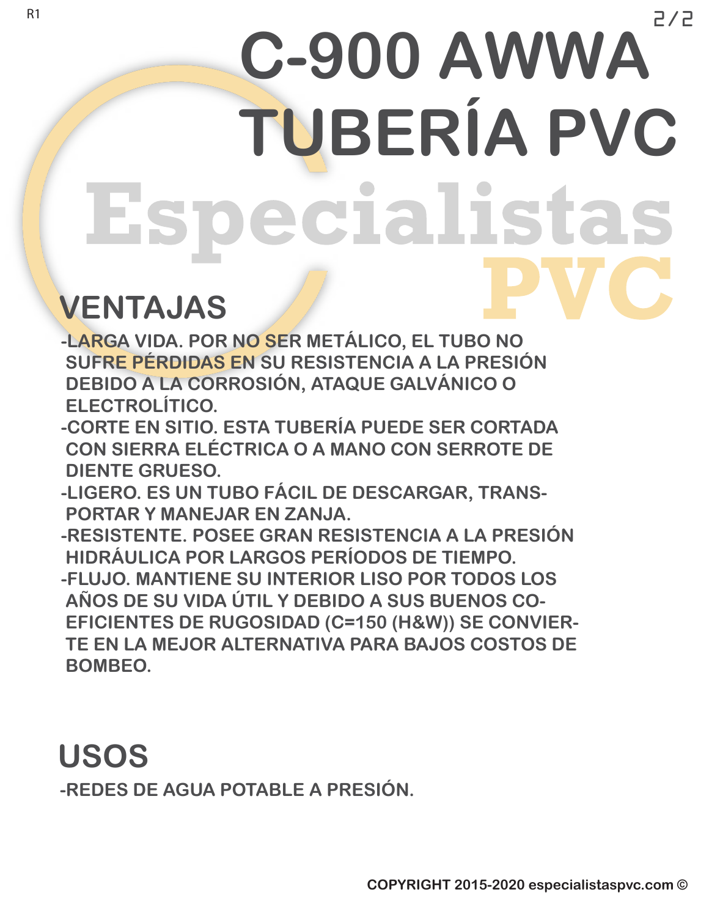# C-900 AWWA TUBERÍA PVC

## VENTAJAS

- LARGA VIDA. POR NO SER METÁLICO, EL TUBO NO SUFRE PÉRDIDAS EN SU RESISTENCIA A LA PRESIÓN DEBIDO A LA CORROSIÓN, ATAQUE GALVÁNICO O ELECTROLÍTICO.
- CORTE EN SITIO. ESTA TUBERÍA PUEDE SER CORTADA CON SIERRA ELÉCTRICA O A MANO CON SERROTE DE DIENTE GRUESO.
- LIGERO. ES UN TUBO FÁCIL DE DESCARGAR, TRANSPORTAR Y MANEJAR EN ZANJA.
- RESISTENTE. POSEE GRAN RESISTENCIA A LA PRESIÓN HIDRÁULICA POR LARGOS PERÍODOS DE TIEMPO.
- FLUJO. MANTIENE SU INTERIOR LISO POR TODOS LOS AÑOS DE SU VIDA ÚTIL Y DEBIDO A SUS BUENOS COEFICIENTES DE RUGOSIDAD (C=150 (H&W)) SE CONVIERTE EN LA MEJOR ALTERNATIVA PARA BAJOS COSTOS DE BOMBEO.

## USOS

- REDES DE AGUA POTABLE A PRESIÓN.

COPYRIGHT 2015-2020 especialistaspvc.com ©